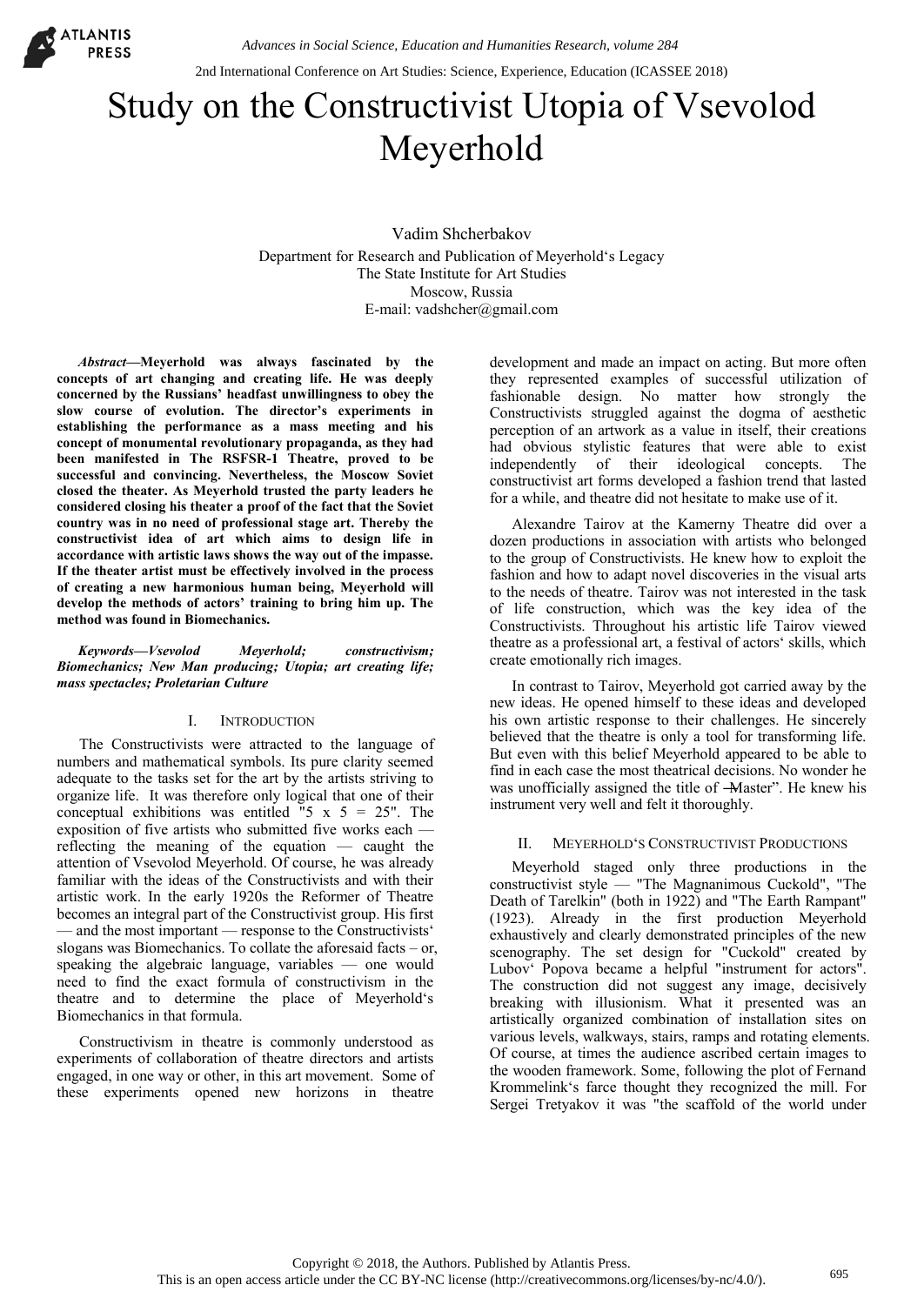# Study on the Constructivist Utopia of Vsevolod Meyerhold

Vadim Shcherbakov
Department for Research and Publication of Meyerhold‘s Legacy
The State Institute for Art Studies
Moscow, Russia
E-mail: vadshcher@gmail.com

***Abstract*—Meyerhold was always fascinated by the concepts of art changing and creating life. He was deeply concerned by the Russians' headfast unwillingness to obey the slow course of evolution. The director's experiments in establishing the performance as a mass meeting and his concept of monumental revolutionary propaganda, as they had been manifested in The RSFSR-1 Theatre, proved to be successful and convincing. Nevertheless, the Moscow Soviet closed the theater. As Meyerhold trusted the party leaders he considered closing his theater a proof of the fact that the Soviet country was in no need of professional stage art. Thereby the constructivist idea of art which aims to design life in accordance with artistic laws shows the way out of the impasse. If the theater artist must be effectively involved in the process of creating a new harmonious human being, Meyerhold will develop the methods of actors' training to bring him up. The method was found in Biomechanics.**

***Keywords*—Vsevolod Meyerhold; constructivism; Biomechanics; New Man producing; Utopia; art creating life; mass spectacles; Proletarian Culture**

## I. Introduction

The Constructivists were attracted to the language of numbers and mathematical symbols. Its pure clarity seemed adequate to the tasks set for the art by the artists striving to organize life. It was therefore only logical that one of their conceptual exhibitions was entitled "5 x 5 = 25". The exposition of five artists who submitted five works each — reflecting the meaning of the equation — caught the attention of Vsevolod Meyerhold. Of course, he was already familiar with the ideas of the Constructivists and with their artistic work. In the early 1920s the Reformer of Theatre becomes an integral part of the Constructivist group. His first — and the most important — response to the Constructivists' slogans was Biomechanics. To collate the aforesaid facts – or, speaking the algebraic language, variables — one would need to find the exact formula of constructivism in the theatre and to determine the place of Meyerhold‘s Biomechanics in that formula.

Constructivism in theatre is commonly understood as experiments of collaboration of theatre directors and artists engaged, in one way or other, in this art movement. Some of these experiments opened new horizons in theatre development and made an impact on acting. But more often they represented examples of successful utilization of fashionable design. No matter how strongly the Constructivists struggled against the dogma of aesthetic perception of an artwork as a value in itself, their creations had obvious stylistic features that were able to exist independently of their ideological concepts. The constructivist art forms developed a fashion trend that lasted for a while, and theatre did not hesitate to make use of it.

Alexandre Tairov at the Kamerny Theatre did over a dozen productions in association with artists who belonged to the group of Constructivists. He knew how to exploit the fashion and how to adapt novel discoveries in the visual arts to the needs of theatre. Tairov was not interested in the task of life construction, which was the key idea of the Constructivists. Throughout his artistic life Tairov viewed theatre as a professional art, a festival of actors' skills, which create emotionally rich images.

In contrast to Tairov, Meyerhold got carried away by the new ideas. He opened himself to these ideas and developed his own artistic response to their challenges. He sincerely believed that the theatre is only a tool for transforming life. But even with this belief Meyerhold appeared to be able to find in each case the most theatrical decisions. No wonder he was unofficially assigned the title of ―Master". He knew his instrument very well and felt it thoroughly.

## II. Meyerhold‘s Constructivist Productions

Meyerhold staged only three productions in the constructivist style — "The Magnanimous Cuckold", "The Death of Tarelkin" (both in 1922) and "The Earth Rampant" (1923). Already in the first production Meyerhold exhaustively and clearly demonstrated principles of the new scenography. The set design for "Cuckold" created by Lubov‘ Popova became a helpful "instrument for actors". The construction did not suggest any image, decisively breaking with illusionism. What it presented was an artistically organized combination of installation sites on various levels, walkways, stairs, ramps and rotating elements. Of course, at times the audience ascribed certain images to the wooden framework. Some, following the plot of Fernand Krommelink‘s farce thought they recognized the mill. For Sergei Tretyakov it was "the scaffold of the world under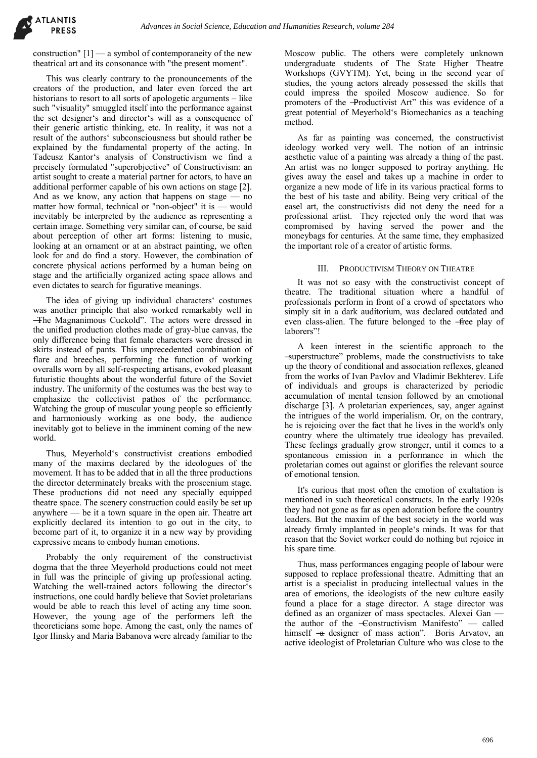construction" [1] — a symbol of contemporaneity of the new theatrical art and its consonance with "the present moment".

This was clearly contrary to the pronouncements of the creators of the production, and later even forced the art historians to resort to all sorts of apologetic arguments – like such "visuality" smuggled itself into the performance against the set designer's and director's will as a consequence of their generic artistic thinking, etc. In reality, it was not a result of the authors' subconsciousness but should rather be explained by the fundamental property of the acting. In Tadeusz Kantor's analysis of Constructivism we find a precisely formulated "superobjective" of Constructivism: an artist sought to create a material partner for actors, to have an additional performer capable of his own actions on stage [2]. And as we know, any action that happens on stage — no matter how formal, technical or "non-object" it is — would inevitably be interpreted by the audience as representing a certain image. Something very similar can, of course, be said about perception of other art forms: listening to music, looking at an ornament or at an abstract painting, we often look for and do find a story. However, the combination of concrete physical actions performed by a human being on stage and the artificially organized acting space allows and even dictates to search for figurative meanings.

The idea of giving up individual characters' costumes was another principle that also worked remarkably well in ―The Magnanimous Cuckold". The actors were dressed in the unified production clothes made of gray-blue canvas, the only difference being that female characters were dressed in skirts instead of pants. This unprecedented combination of flare and breeches, performing the function of working overalls worn by all self-respecting artisans, evoked pleasant futuristic thoughts about the wonderful future of the Soviet industry. The uniformity of the costumes was the best way to emphasize the collectivist pathos of the performance. Watching the group of muscular young people so efficiently and harmoniously working as one body, the audience inevitably got to believe in the imminent coming of the new world.

Thus, Meyerhold's constructivist creations embodied many of the maxims declared by the ideologues of the movement. It has to be added that in all the three productions the director determinately breaks with the proscenium stage. These productions did not need any specially equipped theatre space. The scenery construction could easily be set up anywhere — be it a town square in the open air. Theatre art explicitly declared its intention to go out in the city, to become part of it, to organize it in a new way by providing expressive means to embody human emotions.

Probably the only requirement of the constructivist dogma that the three Meyerhold productions could not meet in full was the principle of giving up professional acting. Watching the well-trained actors following the director's instructions, one could hardly believe that Soviet proletarians would be able to reach this level of acting any time soon. However, the young age of the performers left the theoreticians some hope. Among the cast, only the names of Igor Ilinsky and Maria Babanova were already familiar to the Moscow public. The others were completely unknown undergraduate students of The State Higher Theatre Workshops (GVYTM). Yet, being in the second year of studies, the young actors already possessed the skills that could impress the spoiled Moscow audience. So for promoters of the ―Productivist Art" this was evidence of a great potential of Meyerhold's Biomechanics as a teaching method.

As far as painting was concerned, the constructivist ideology worked very well. The notion of an intrinsic aesthetic value of a painting was already a thing of the past. An artist was no longer supposed to portray anything. He gives away the easel and takes up a machine in order to organize a new mode of life in its various practical forms to the best of his taste and ability. Being very critical of the easel art, the constructivists did not deny the need for a professional artist. They rejected only the word that was compromised by having served the power and the moneybags for centuries. At the same time, they emphasized the important role of a creator of artistic forms.

## III. Productivism Theory on Theatre

It was not so easy with the constructivist concept of theatre. The traditional situation where a handful of professionals perform in front of a crowd of spectators who simply sit in a dark auditorium, was declared outdated and even class-alien. The future belonged to the ―free play of laborers"!

A keen interest in the scientific approach to the ―superstructure" problems, made the constructivists to take up the theory of conditional and association reflexes, gleaned from the works of Ivan Pavlov and Vladimir Bekhterev. Life of individuals and groups is characterized by periodic accumulation of mental tension followed by an emotional discharge [3]. A proletarian experiences, say, anger against the intrigues of the world imperialism. Or, on the contrary, he is rejoicing over the fact that he lives in the world's only country where the ultimately true ideology has prevailed. These feelings gradually grow stronger, until it comes to a spontaneous emission in a performance in which the proletarian comes out against or glorifies the relevant source of emotional tension.

It's curious that most often the emotion of exultation is mentioned in such theoretical constructs. In the early 1920s they had not gone as far as open adoration before the country leaders. But the maxim of the best society in the world was already firmly implanted in people's minds. It was for that reason that the Soviet worker could do nothing but rejoice in his spare time.

Thus, mass performances engaging people of labour were supposed to replace professional theatre. Admitting that an artist is a specialist in producing intellectual values in the area of emotions, the ideologists of the new culture easily found a place for a stage director. A stage director was defined as an organizer of mass spectacles. Alexei Gan — the author of the ―Constructivism Manifesto" — called himself ―a designer of mass action". Boris Arvatov, an active ideologist of Proletarian Culture who was close to the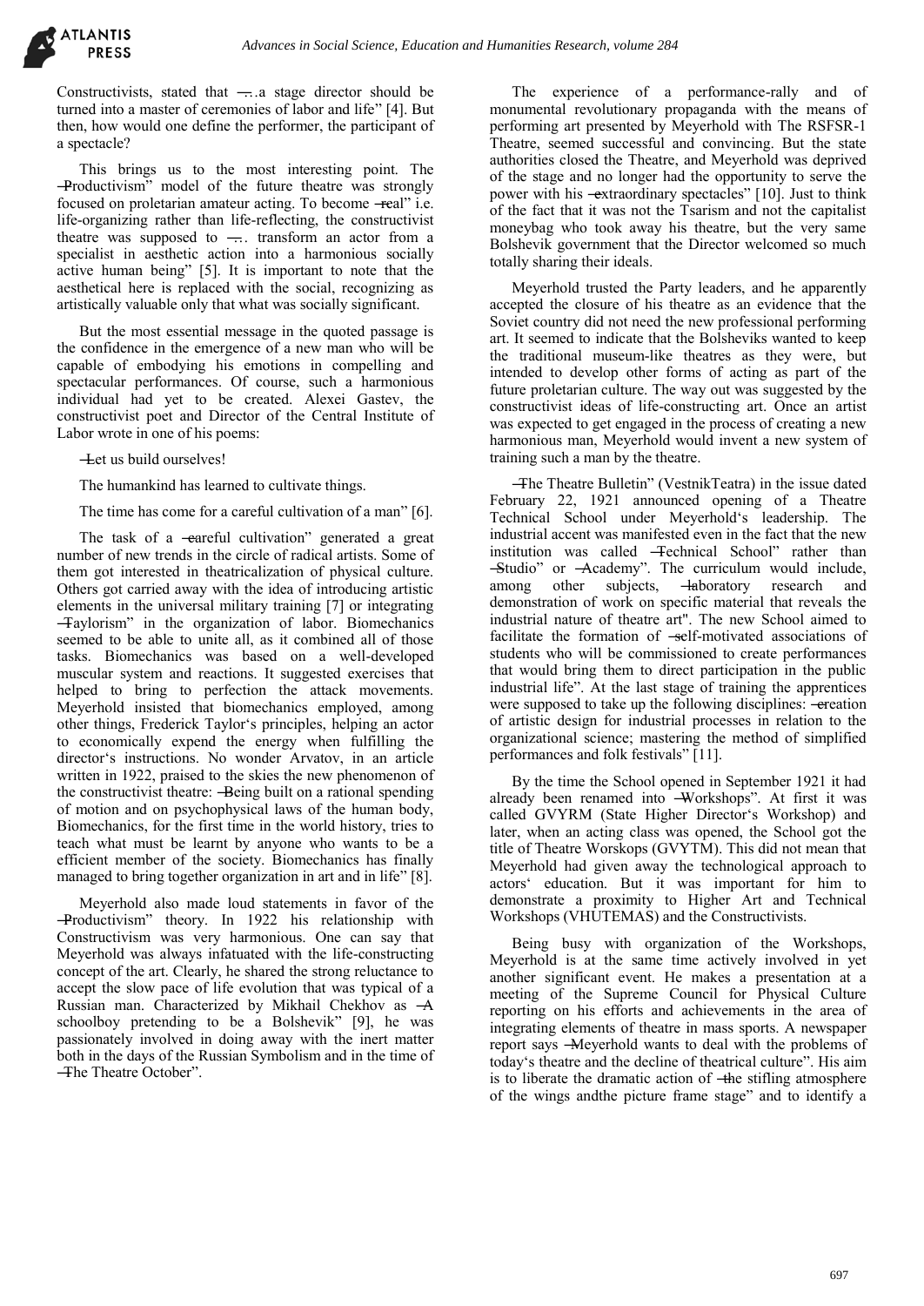Constructivists, stated that ―…a stage director should be turned into a master of ceremonies of labor and life" [4]. But then, how would one define the performer, the participant of a spectacle?

This brings us to the most interesting point. The ―Productivism" model of the future theatre was strongly focused on proletarian amateur acting. To become ―real" i.e. life-organizing rather than life-reflecting, the constructivist theatre was supposed to ―… transform an actor from a specialist in aesthetic action into a harmonious socially active human being" [5]. It is important to note that the aesthetical here is replaced with the social, recognizing as artistically valuable only that what was socially significant.

But the most essential message in the quoted passage is the confidence in the emergence of a new man who will be capable of embodying his emotions in compelling and spectacular performances. Of course, such a harmonious individual had yet to be created. Alexei Gastev, the constructivist poet and Director of the Central Institute of Labor wrote in one of his poems:

―Let us build ourselves!

The humankind has learned to cultivate things.

The time has come for a careful cultivation of a man" [6].

The task of a ―careful cultivation" generated a great number of new trends in the circle of radical artists. Some of them got interested in theatricalization of physical culture. Others got carried away with the idea of introducing artistic elements in the universal military training [7] or integrating ―Taylorism" in the organization of labor. Biomechanics seemed to be able to unite all, as it combined all of those tasks. Biomechanics was based on a well-developed muscular system and reactions. It suggested exercises that helped to bring to perfection the attack movements. Meyerhold insisted that biomechanics employed, among other things, Frederick Taylor's principles, helping an actor to economically expend the energy when fulfilling the director's instructions. No wonder Arvatov, in an article written in 1922, praised to the skies the new phenomenon of the constructivist theatre: ―Being built on a rational spending of motion and on psychophysical laws of the human body, Biomechanics, for the first time in the world history, tries to teach what must be learnt by anyone who wants to be a efficient member of the society. Biomechanics has finally managed to bring together organization in art and in life" [8].

Meyerhold also made loud statements in favor of the ―Productivism" theory. In 1922 his relationship with Constructivism was very harmonious. One can say that Meyerhold was always infatuated with the life-constructing concept of the art. Clearly, he shared the strong reluctance to accept the slow pace of life evolution that was typical of a Russian man. Characterized by Mikhail Chekhov as ―A schoolboy pretending to be a Bolshevik" [9], he was passionately involved in doing away with the inert matter both in the days of the Russian Symbolism and in the time of ―The Theatre October".

The experience of a performance-rally and of monumental revolutionary propaganda with the means of performing art presented by Meyerhold with The RSFSR-1 Theatre, seemed successful and convincing. But the state authorities closed the Theatre, and Meyerhold was deprived of the stage and no longer had the opportunity to serve the power with his ―extraordinary spectacles" [10]. Just to think of the fact that it was not the Tsarism and not the capitalist moneybag who took away his theatre, but the very same Bolshevik government that the Director welcomed so much totally sharing their ideals.

Meyerhold trusted the Party leaders, and he apparently accepted the closure of his theatre as an evidence that the Soviet country did not need the new professional performing art. It seemed to indicate that the Bolsheviks wanted to keep the traditional museum-like theatres as they were, but intended to develop other forms of acting as part of the future proletarian culture. The way out was suggested by the constructivist ideas of life-constructing art. Once an artist was expected to get engaged in the process of creating a new harmonious man, Meyerhold would invent a new system of training such a man by the theatre.

―The Theatre Bulletin" (VestnikTeatra) in the issue dated February 22, 1921 announced opening of a Theatre Technical School under Meyerhold's leadership. The industrial accent was manifested even in the fact that the new institution was called ―Technical School" rather than ―Studio" or ―Academy". The curriculum would include, among other subjects, ―laboratory research and demonstration of work on specific material that reveals the industrial nature of theatre art". The new School aimed to facilitate the formation of ―self-motivated associations of students who will be commissioned to create performances that would bring them to direct participation in the public industrial life". At the last stage of training the apprentices were supposed to take up the following disciplines: ―creation of artistic design for industrial processes in relation to the organizational science; mastering the method of simplified performances and folk festivals" [11].

By the time the School opened in September 1921 it had already been renamed into ―Workshops". At first it was called GVYRM (State Higher Director's Workshop) and later, when an acting class was opened, the School got the title of Theatre Worskops (GVYTM). This did not mean that Meyerhold had given away the technological approach to actors' education. But it was important for him to demonstrate a proximity to Higher Art and Technical Workshops (VHUTEMAS) and the Constructivists.

Being busy with organization of the Workshops, Meyerhold is at the same time actively involved in yet another significant event. He makes a presentation at a meeting of the Supreme Council for Physical Culture reporting on his efforts and achievements in the area of integrating elements of theatre in mass sports. A newspaper report says ―Meyerhold wants to deal with the problems of today's theatre and the decline of theatrical culture". His aim is to liberate the dramatic action of ―the stifling atmosphere of the wings andthe picture frame stage" and to identify a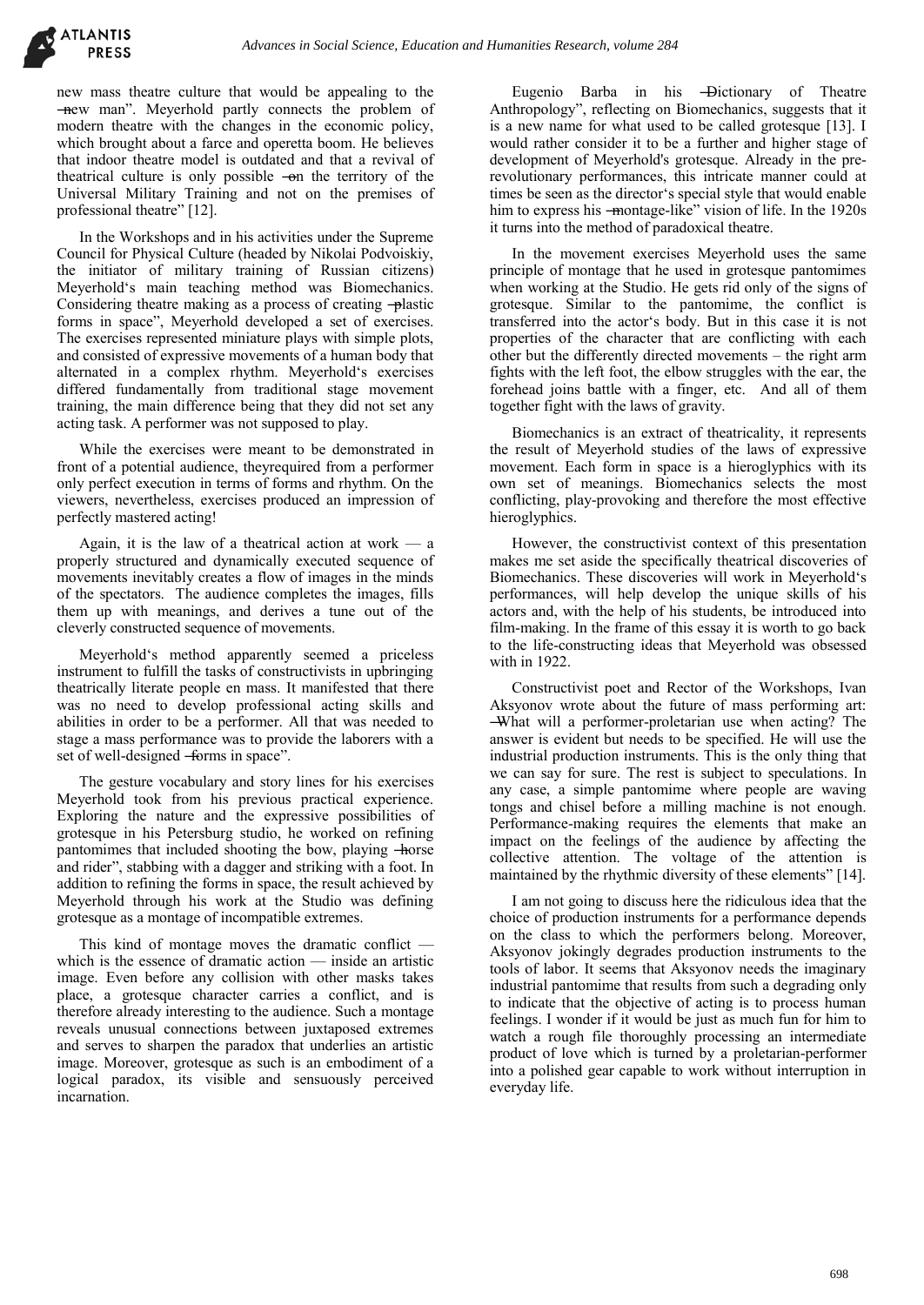new mass theatre culture that would be appealing to the ―new man". Meyerhold partly connects the problem of modern theatre with the changes in the economic policy, which brought about a farce and operetta boom. He believes that indoor theatre model is outdated and that a revival of theatrical culture is only possible ―on the territory of the Universal Military Training and not on the premises of professional theatre" [12].

In the Workshops and in his activities under the Supreme Council for Physical Culture (headed by Nikolai Podvoiskiy, the initiator of military training of Russian citizens) Meyerhold's main teaching method was Biomechanics. Considering theatre making as a process of creating ―plastic forms in space", Meyerhold developed a set of exercises. The exercises represented miniature plays with simple plots, and consisted of expressive movements of a human body that alternated in a complex rhythm. Meyerhold's exercises differed fundamentally from traditional stage movement training, the main difference being that they did not set any acting task. A performer was not supposed to play.

While the exercises were meant to be demonstrated in front of a potential audience, theyrequired from a performer only perfect execution in terms of forms and rhythm. On the viewers, nevertheless, exercises produced an impression of perfectly mastered acting!

Again, it is the law of a theatrical action at work — a properly structured and dynamically executed sequence of movements inevitably creates a flow of images in the minds of the spectators. The audience completes the images, fills them up with meanings, and derives a tune out of the cleverly constructed sequence of movements.

Meyerhold's method apparently seemed a priceless instrument to fulfill the tasks of constructivists in upbringing theatrically literate people en mass. It manifested that there was no need to develop professional acting skills and abilities in order to be a performer. All that was needed to stage a mass performance was to provide the laborers with a set of well-designed ―forms in space".

The gesture vocabulary and story lines for his exercises Meyerhold took from his previous practical experience. Exploring the nature and the expressive possibilities of grotesque in his Petersburg studio, he worked on refining pantomimes that included shooting the bow, playing ―horse and rider", stabbing with a dagger and striking with a foot. In addition to refining the forms in space, the result achieved by Meyerhold through his work at the Studio was defining grotesque as a montage of incompatible extremes.

This kind of montage moves the dramatic conflict — which is the essence of dramatic action — inside an artistic image. Even before any collision with other masks takes place, a grotesque character carries a conflict, and is therefore already interesting to the audience. Such a montage reveals unusual connections between juxtaposed extremes and serves to sharpen the paradox that underlies an artistic image. Moreover, grotesque as such is an embodiment of a logical paradox, its visible and sensuously perceived incarnation.

Eugenio Barba in his ―Dictionary of Theatre Anthropology", reflecting on Biomechanics, suggests that it is a new name for what used to be called grotesque [13]. I would rather consider it to be a further and higher stage of development of Meyerhold's grotesque. Already in the pre-revolutionary performances, this intricate manner could at times be seen as the director's special style that would enable him to express his ―montage-like" vision of life. In the 1920s it turns into the method of paradoxical theatre.

In the movement exercises Meyerhold uses the same principle of montage that he used in grotesque pantomimes when working at the Studio. He gets rid only of the signs of grotesque. Similar to the pantomime, the conflict is transferred into the actor's body. But in this case it is not properties of the character that are conflicting with each other but the differently directed movements – the right arm fights with the left foot, the elbow struggles with the ear, the forehead joins battle with a finger, etc. And all of them together fight with the laws of gravity.

Biomechanics is an extract of theatricality, it represents the result of Meyerhold studies of the laws of expressive movement. Each form in space is a hieroglyphics with its own set of meanings. Biomechanics selects the most conflicting, play-provoking and therefore the most effective hieroglyphics.

However, the constructivist context of this presentation makes me set aside the specifically theatrical discoveries of Biomechanics. These discoveries will work in Meyerhold's performances, will help develop the unique skills of his actors and, with the help of his students, be introduced into film-making. In the frame of this essay it is worth to go back to the life-constructing ideas that Meyerhold was obsessed with in 1922.

Constructivist poet and Rector of the Workshops, Ivan Aksyonov wrote about the future of mass performing art: ―What will a performer-proletarian use when acting? The answer is evident but needs to be specified. He will use the industrial production instruments. This is the only thing that we can say for sure. The rest is subject to speculations. In any case, a simple pantomime where people are waving tongs and chisel before a milling machine is not enough. Performance-making requires the elements that make an impact on the feelings of the audience by affecting the collective attention. The voltage of the attention is maintained by the rhythmic diversity of these elements" [14].

I am not going to discuss here the ridiculous idea that the choice of production instruments for a performance depends on the class to which the performers belong. Moreover, Aksyonov jokingly degrades production instruments to the tools of labor. It seems that Aksyonov needs the imaginary industrial pantomime that results from such a degrading only to indicate that the objective of acting is to process human feelings. I wonder if it would be just as much fun for him to watch a rough file thoroughly processing an intermediate product of love which is turned by a proletarian-performer into a polished gear capable to work without interruption in everyday life.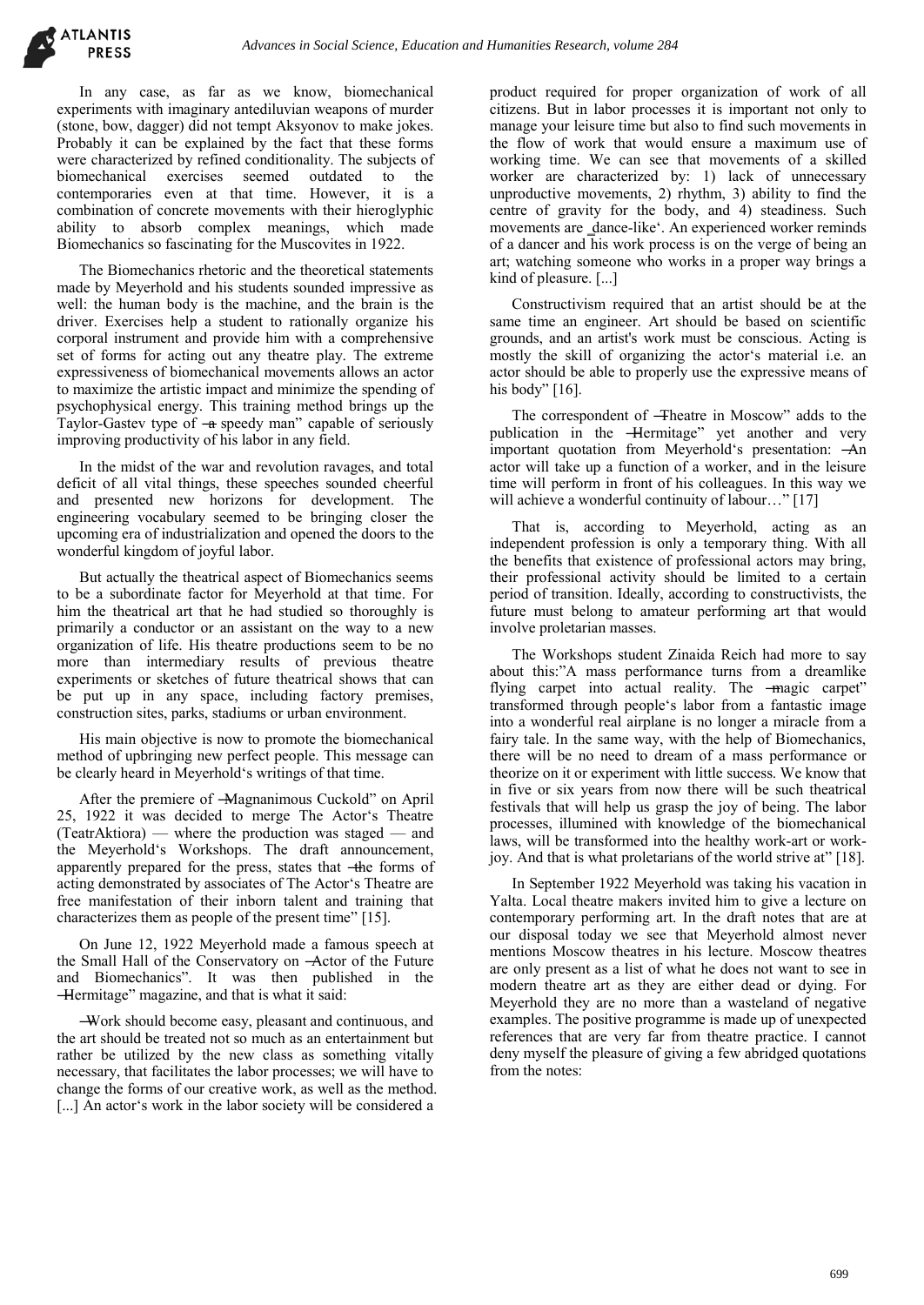In any case, as far as we know, biomechanical experiments with imaginary antediluvian weapons of murder (stone, bow, dagger) did not tempt Aksyonov to make jokes. Probably it can be explained by the fact that these forms were characterized by refined conditionality. The subjects of biomechanical exercises seemed outdated to the contemporaries even at that time. However, it is a combination of concrete movements with their hieroglyphic ability to absorb complex meanings, which made Biomechanics so fascinating for the Muscovites in 1922.

The Biomechanics rhetoric and the theoretical statements made by Meyerhold and his students sounded impressive as well: the human body is the machine, and the brain is the driver. Exercises help a student to rationally organize his corporal instrument and provide him with a comprehensive set of forms for acting out any theatre play. The extreme expressiveness of biomechanical movements allows an actor to maximize the artistic impact and minimize the spending of psychophysical energy. This training method brings up the Taylor-Gastev type of ―a speedy man" capable of seriously improving productivity of his labor in any field.

In the midst of the war and revolution ravages, and total deficit of all vital things, these speeches sounded cheerful and presented new horizons for development. The engineering vocabulary seemed to be bringing closer the upcoming era of industrialization and opened the doors to the wonderful kingdom of joyful labor.

But actually the theatrical aspect of Biomechanics seems to be a subordinate factor for Meyerhold at that time. For him the theatrical art that he had studied so thoroughly is primarily a conductor or an assistant on the way to a new organization of life. His theatre productions seem to be no more than intermediary results of previous theatre experiments or sketches of future theatrical shows that can be put up in any space, including factory premises, construction sites, parks, stadiums or urban environment.

His main objective is now to promote the biomechanical method of upbringing new perfect people. This message can be clearly heard in Meyerhold's writings of that time.

After the premiere of ―Magnanimous Cuckold" on April 25, 1922 it was decided to merge The Actor's Theatre (TeatrAktiora) — where the production was staged — and the Meyerhold's Workshops. The draft announcement, apparently prepared for the press, states that ―the forms of acting demonstrated by associates of The Actor's Theatre are free manifestation of their inborn talent and training that characterizes them as people of the present time" [15].

On June 12, 1922 Meyerhold made a famous speech at the Small Hall of the Conservatory on ―Actor of the Future and Biomechanics". It was then published in the ―Hermitage" magazine, and that is what it said:

―Work should become easy, pleasant and continuous, and the art should be treated not so much as an entertainment but rather be utilized by the new class as something vitally necessary, that facilitates the labor processes; we will have to change the forms of our creative work, as well as the method. [...] An actor's work in the labor society will be considered a product required for proper organization of work of all citizens. But in labor processes it is important not only to manage your leisure time but also to find such movements in the flow of work that would ensure a maximum use of working time. We can see that movements of a skilled worker are characterized by: 1) lack of unnecessary unproductive movements, 2) rhythm, 3) ability to find the centre of gravity for the body, and 4) steadiness. Such movements are ‗dance-like'. An experienced worker reminds of a dancer and his work process is on the verge of being an art; watching someone who works in a proper way brings a kind of pleasure. [...]

Constructivism required that an artist should be at the same time an engineer. Art should be based on scientific grounds, and an artist's work must be conscious. Acting is mostly the skill of organizing the actor's material i.e. an actor should be able to properly use the expressive means of his body" [16].

The correspondent of ―Theatre in Moscow" adds to the publication in the ―Hermitage" yet another and very important quotation from Meyerhold's presentation: ―An actor will take up a function of a worker, and in the leisure time will perform in front of his colleagues. In this way we will achieve a wonderful continuity of labour…" [17]

That is, according to Meyerhold, acting as an independent profession is only a temporary thing. With all the benefits that existence of professional actors may bring, their professional activity should be limited to a certain period of transition. Ideally, according to constructivists, the future must belong to amateur performing art that would involve proletarian masses.

The Workshops student Zinaida Reich had more to say about this:"A mass performance turns from a dreamlike flying carpet into actual reality. The ―magic carpet" transformed through people's labor from a fantastic image into a wonderful real airplane is no longer a miracle from a fairy tale. In the same way, with the help of Biomechanics, there will be no need to dream of a mass performance or theorize on it or experiment with little success. We know that in five or six years from now there will be such theatrical festivals that will help us grasp the joy of being. The labor processes, illumined with knowledge of the biomechanical laws, will be transformed into the healthy work-art or work-joy. And that is what proletarians of the world strive at" [18].

In September 1922 Meyerhold was taking his vacation in Yalta. Local theatre makers invited him to give a lecture on contemporary performing art. In the draft notes that are at our disposal today we see that Meyerhold almost never mentions Moscow theatres in his lecture. Moscow theatres are only present as a list of what he does not want to see in modern theatre art as they are either dead or dying. For Meyerhold they are no more than a wasteland of negative examples. The positive programme is made up of unexpected references that are very far from theatre practice. I cannot deny myself the pleasure of giving a few abridged quotations from the notes: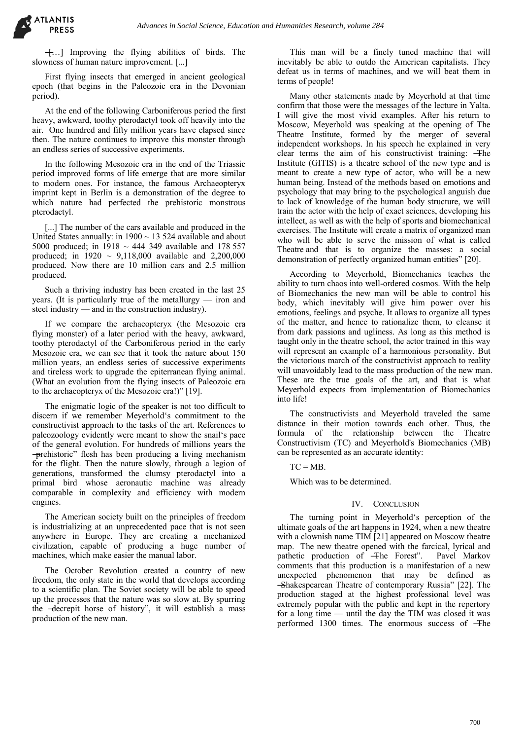"[…] Improving the flying abilities of birds. The slowness of human nature improvement. [...]

First flying insects that emerged in ancient geological epoch (that begins in the Paleozoic era in the Devonian period).

At the end of the following Carboniferous period the first heavy, awkward, toothy pterodactyl took off heavily into the air. One hundred and fifty million years have elapsed since then. The nature continues to improve this monster through an endless series of successive experiments.

In the following Mesozoic era in the end of the Triassic period improved forms of life emerge that are more similar to modern ones. For instance, the famous Archaeopteryx imprint kept in Berlin is a demonstration of the degree to which nature had perfected the prehistoric monstrous pterodactyl.

[...] The number of the cars available and produced in the United States annually: in 1900 ~ 13 524 available and about 5000 produced; in 1918 ~ 444 349 available and 178 557 produced; in 1920 ~ 9,118,000 available and 2,200,000 produced. Now there are 10 million cars and 2.5 million produced.

Such a thriving industry has been created in the last 25 years. (It is particularly true of the metallurgy — iron and steel industry — and in the construction industry).

If we compare the archaeopteryx (the Mesozoic era flying monster) of a later period with the heavy, awkward, toothy pterodactyl of the Carboniferous period in the early Mesozoic era, we can see that it took the nature about 150 million years, an endless series of successive experiments and tireless work to upgrade the epiterranean flying animal. (What an evolution from the flying insects of Paleozoic era to the archaeopteryx of the Mesozoic era!)" [19].

The enigmatic logic of the speaker is not too difficult to discern if we remember Meyerhold's commitment to the constructivist approach to the tasks of the art. References to paleozoology evidently were meant to show the snail's pace of the general evolution. For hundreds of millions years the "prehistoric" flesh has been producing a living mechanism for the flight. Then the nature slowly, through a legion of generations, transformed the clumsy pterodactyl into a primal bird whose aeronautic machine was already comparable in complexity and efficiency with modern engines.

The American society built on the principles of freedom is industrializing at an unprecedented pace that is not seen anywhere in Europe. They are creating a mechanized civilization, capable of producing a huge number of machines, which make easier the manual labor.

The October Revolution created a country of new freedom, the only state in the world that develops according to a scientific plan. The Soviet society will be able to speed up the processes that the nature was so slow at. By spurring the "decrepit horse of history", it will establish a mass production of the new man.

This man will be a finely tuned machine that will inevitably be able to outdo the American capitalists. They defeat us in terms of machines, and we will beat them in terms of people!

Many other statements made by Meyerhold at that time confirm that those were the messages of the lecture in Yalta. I will give the most vivid examples. After his return to Moscow, Meyerhold was speaking at the opening of The Theatre Institute, formed by the merger of several independent workshops. In his speech he explained in very clear terms the aim of his constructivist training: "The Institute (GITIS) is a theatre school of the new type and is meant to create a new type of actor, who will be a new human being. Instead of the methods based on emotions and psychology that may bring to the psychological anguish due to lack of knowledge of the human body structure, we will train the actor with the help of exact sciences, developing his intellect, as well as with the help of sports and biomechanical exercises. The Institute will create a matrix of organized man who will be able to serve the mission of what is called Theatre and that is to organize the masses: a social demonstration of perfectly organized human entities" [20].

According to Meyerhold, Biomechanics teaches the ability to turn chaos into well-ordered cosmos. With the help of Biomechanics the new man will be able to control his body, which inevitably will give him power over his emotions, feelings and psyche. It allows to organize all types of the matter, and hence to rationalize them, to cleanse it from dark passions and ugliness. As long as this method is taught only in the theatre school, the actor trained in this way will represent an example of a harmonious personality. But the victorious march of the constructivist approach to reality will unavoidably lead to the mass production of the new man. These are the true goals of the art, and that is what Meyerhold expects from implementation of Biomechanics into life!

The constructivists and Meyerhold traveled the same distance in their motion towards each other. Thus, the formula of the relationship between the Theatre Constructivism (TC) and Meyerhold's Biomechanics (MB) can be represented as an accurate identity:

TC = MB.

Which was to be determined.

## IV. Conclusion

The turning point in Meyerhold's perception of the ultimate goals of the art happens in 1924, when a new theatre with a clownish name TIM [21] appeared on Moscow theatre map. The new theatre opened with the farcical, lyrical and pathetic production of "The Forest". Pavel Markov comments that this production is a manifestation of a new unexpected phenomenon that may be defined as "Shakespearean Theatre of contemporary Russia" [22]. The production staged at the highest professional level was extremely popular with the public and kept in the repertory for a long time — until the day the TIM was closed it was performed 1300 times. The enormous success of "The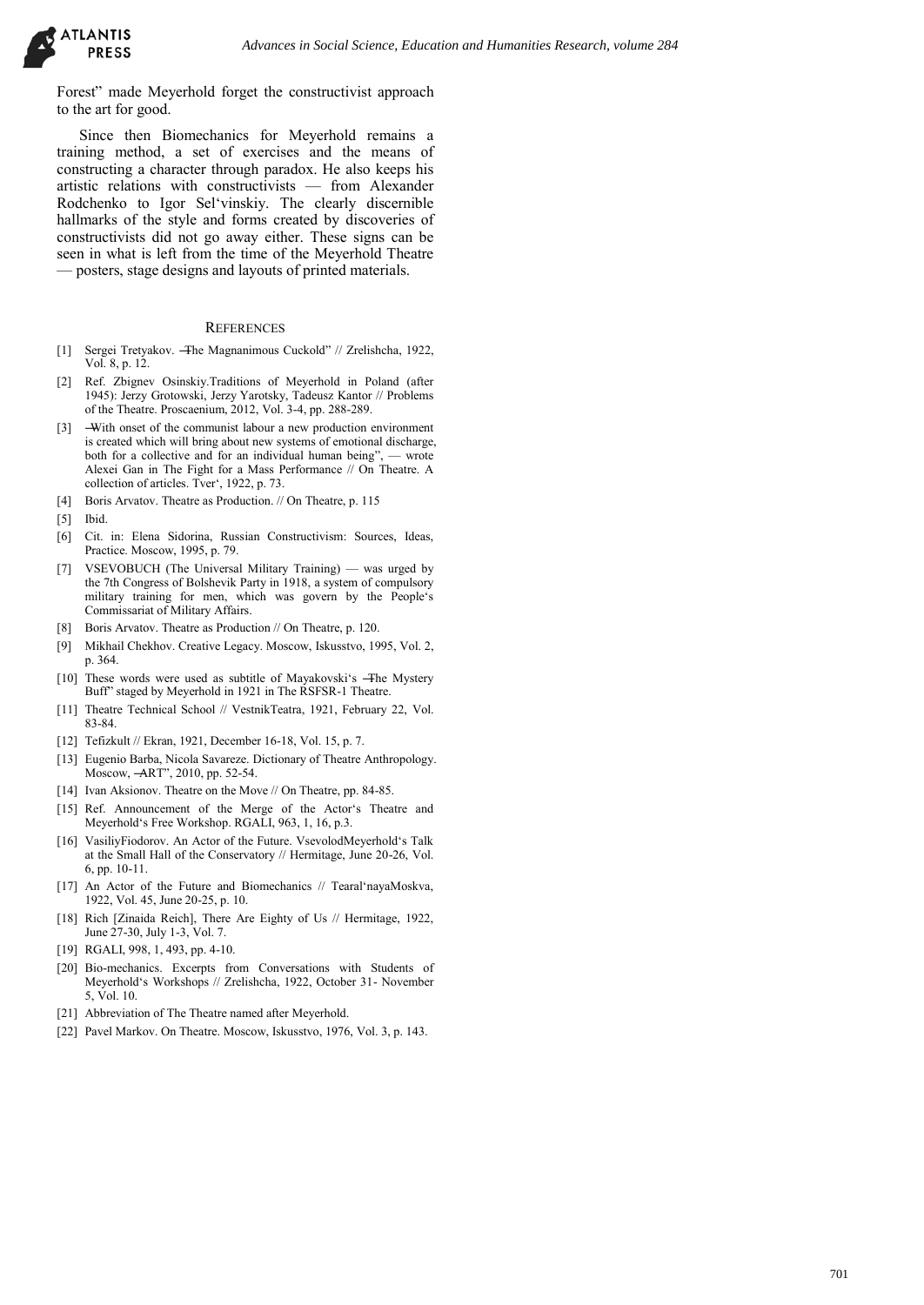Forest" made Meyerhold forget the constructivist approach to the art for good.

Since then Biomechanics for Meyerhold remains a training method, a set of exercises and the means of constructing a character through paradox. He also keeps his artistic relations with constructivists — from Alexander Rodchenko to Igor Sel'vinskiy. The clearly discernible hallmarks of the style and forms created by discoveries of constructivists did not go away either. These signs can be seen in what is left from the time of the Meyerhold Theatre — posters, stage designs and layouts of printed materials.

## REFERENCES

[1] Sergei Tretyakov. ―The Magnanimous Cuckold" // Zrelishcha, 1922, Vol. 8, p. 12.

[2] Ref. Zbignev Osinskiy.Traditions of Meyerhold in Poland (after 1945): Jerzy Grotowski, Jerzy Yarotsky, Tadeusz Kantor // Problems of the Theatre. Proscaenium, 2012, Vol. 3-4, pp. 288-289.

[3] ―With onset of the communist labour a new production environment is created which will bring about new systems of emotional discharge, both for a collective and for an individual human being", — wrote Alexei Gan in The Fight for a Mass Performance // On Theatre. A collection of articles. Tver', 1922, p. 73.

[4] Boris Arvatov. Theatre as Production. // On Theatre, p. 115

[5] Ibid.

[6] Cit. in: Elena Sidorina, Russian Constructivism: Sources, Ideas, Practice. Moscow, 1995, p. 79.

[7] VSEVOBUCH (The Universal Military Training) — was urged by the 7th Congress of Bolshevik Party in 1918, a system of compulsory military training for men, which was govern by the People's Commissariat of Military Affairs.

[8] Boris Arvatov. Theatre as Production // On Theatre, p. 120.

[9] Mikhail Chekhov. Creative Legacy. Moscow, Iskusstvo, 1995, Vol. 2, p. 364.

[10] These words were used as subtitle of Mayakovski's ―The Mystery Buff" staged by Meyerhold in 1921 in The RSFSR-1 Theatre.

[11] Theatre Technical School // VestnikTeatra, 1921, February 22, Vol. 83-84.

[12] Tefizkult // Ekran, 1921, December 16-18, Vol. 15, p. 7.

[13] Eugenio Barba, Nicola Savareze. Dictionary of Theatre Anthropology. Moscow, ―ART", 2010, pp. 52-54.

[14] Ivan Aksionov. Theatre on the Move // On Theatre, pp. 84-85.

[15] Ref. Announcement of the Merge of the Actor's Theatre and Meyerhold's Free Workshop. RGALI, 963, 1, 16, p.3.

[16] VasiliyFiodorov. An Actor of the Future. VsevolodMeyerhold's Talk at the Small Hall of the Conservatory // Hermitage, June 20-26, Vol. 6, pp. 10-11.

[17] An Actor of the Future and Biomechanics // Tearal'nayaMoskva, 1922, Vol. 45, June 20-25, p. 10.

[18] Rich [Zinaida Reich], There Are Eighty of Us // Hermitage, 1922, June 27-30, July 1-3, Vol. 7.

[19] RGALI, 998, 1, 493, pp. 4-10.

[20] Bio-mechanics. Excerpts from Conversations with Students of Meyerhold's Workshops // Zrelishcha, 1922, October 31- November 5, Vol. 10.

[21] Abbreviation of The Theatre named after Meyerhold.

[22] Pavel Markov. On Theatre. Moscow, Iskusstvo, 1976, Vol. 3, p. 143.